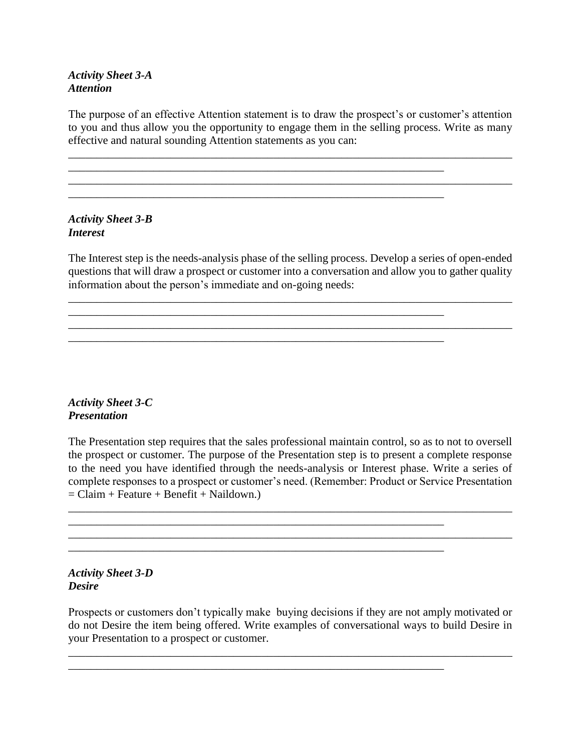***Activity Sheet 3-A***
***Attention***

The purpose of an effective Attention statement is to draw the prospect's or customer's attention to you and thus allow you the opportunity to engage them in the selling process. Write as many effective and natural sounding Attention statements as you can:

______________________________________________________________________________
_________________________________________________________________
______________________________________________________________________________
_________________________________________________________________

***Activity Sheet 3-B***
***Interest***

The Interest step is the needs-analysis phase of the selling process. Develop a series of open-ended questions that will draw a prospect or customer into a conversation and allow you to gather quality information about the person's immediate and on-going needs:

______________________________________________________________________________
_________________________________________________________________
______________________________________________________________________________
_________________________________________________________________

***Activity Sheet 3-C***
***Presentation***

The Presentation step requires that the sales professional maintain control, so as to not to oversell the prospect or customer. The purpose of the Presentation step is to present a complete response to the need you have identified through the needs-analysis or Interest phase. Write a series of complete responses to a prospect or customer's need. (Remember: Product or Service Presentation = Claim + Feature + Benefit + Naildown.)

______________________________________________________________________________
_________________________________________________________________
______________________________________________________________________________
_________________________________________________________________

***Activity Sheet 3-D***
***Desire***

Prospects or customers don't typically make buying decisions if they are not amply motivated or do not Desire the item being offered. Write examples of conversational ways to build Desire in your Presentation to a prospect or customer.

______________________________________________________________________________
_________________________________________________________________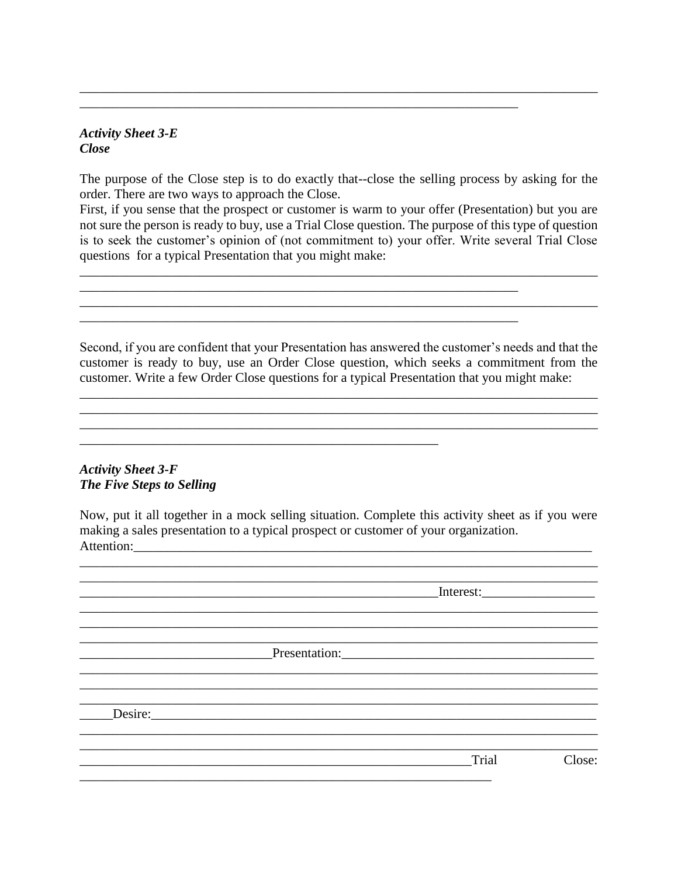___________________________________________________________________________
_________________________________________________________________

***Activity Sheet 3-E***
***Close***

The purpose of the Close step is to do exactly that--close the selling process by asking for the order. There are two ways to approach the Close.
First, if you sense that the prospect or customer is warm to your offer (Presentation) but you are not sure the person is ready to buy, use a Trial Close question. The purpose of this type of question is to seek the customer's opinion of (not commitment to) your offer. Write several Trial Close questions for a typical Presentation that you might make:

___________________________________________________________________________
_________________________________________________________________
___________________________________________________________________________
_________________________________________________________________

Second, if you are confident that your Presentation has answered the customer's needs and that the customer is ready to buy, use an Order Close question, which seeks a commitment from the customer. Write a few Order Close questions for a typical Presentation that you might make:

___________________________________________________________________________
___________________________________________________________________________
___________________________________________________________________________
_____________________________________________________

***Activity Sheet 3-F***
***The Five Steps to Selling***

Now, put it all together in a mock selling situation. Complete this activity sheet as if you were making a sales presentation to a typical prospect or customer of your organization.
Attention:_________________________________________________________________
___________________________________________________________________________
___________________________________________________________________________
_____________________________________________________Interest:________________
___________________________________________________________________________
___________________________________________________________________________
___________________________________________________________________________
____________________________Presentation:_____________________________________
___________________________________________________________________________
___________________________________________________________________________
___________________________________________________________________________
_____Desire:_______________________________________________________________
___________________________________________________________________________
___________________________________________________________________________
__________________________________________________________Trial Close:
_____________________________________________________________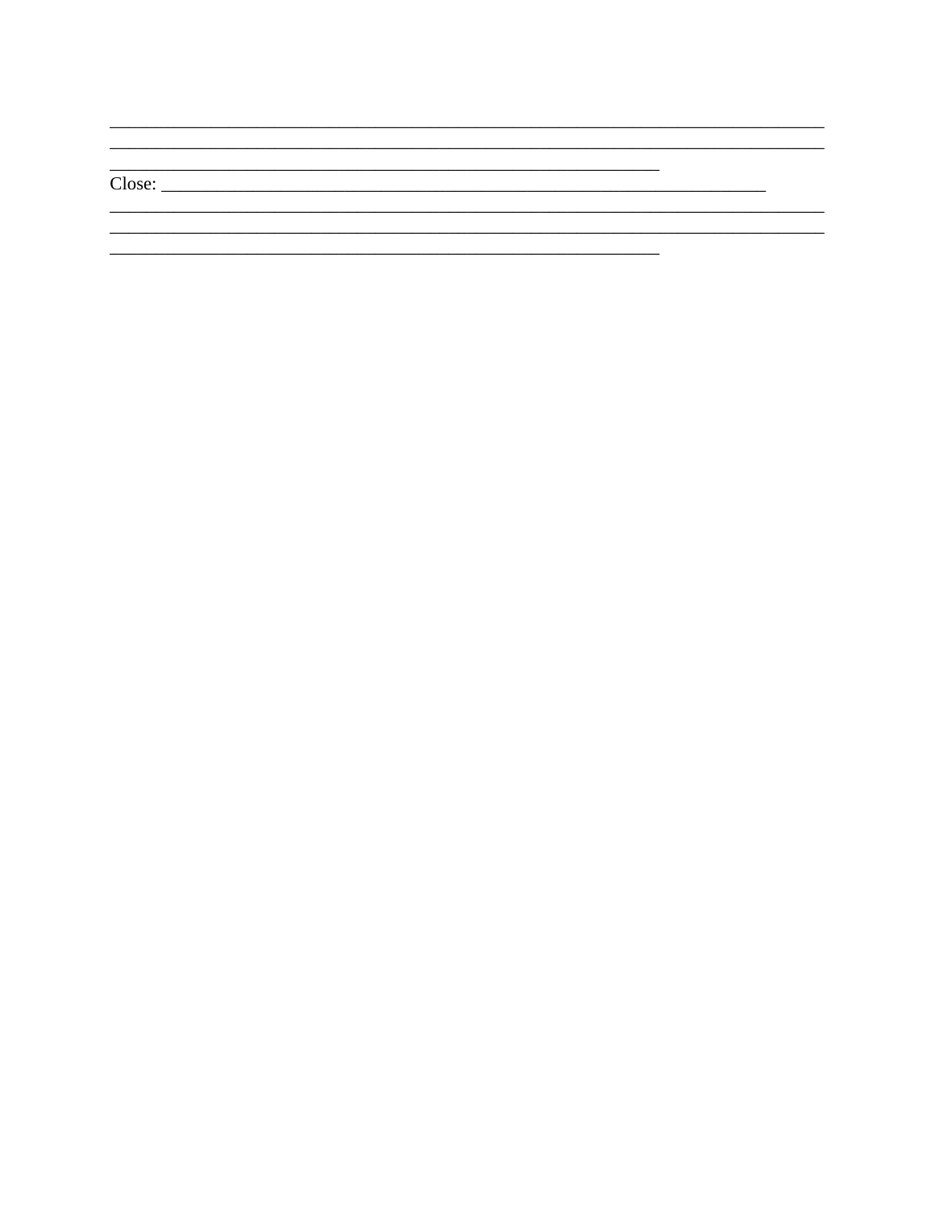______________________________________________________________________________
______________________________________________________________________________
____________________________________________________________
Close: ____________________________________________________________
______________________________________________________________________________
______________________________________________________________________________
____________________________________________________________